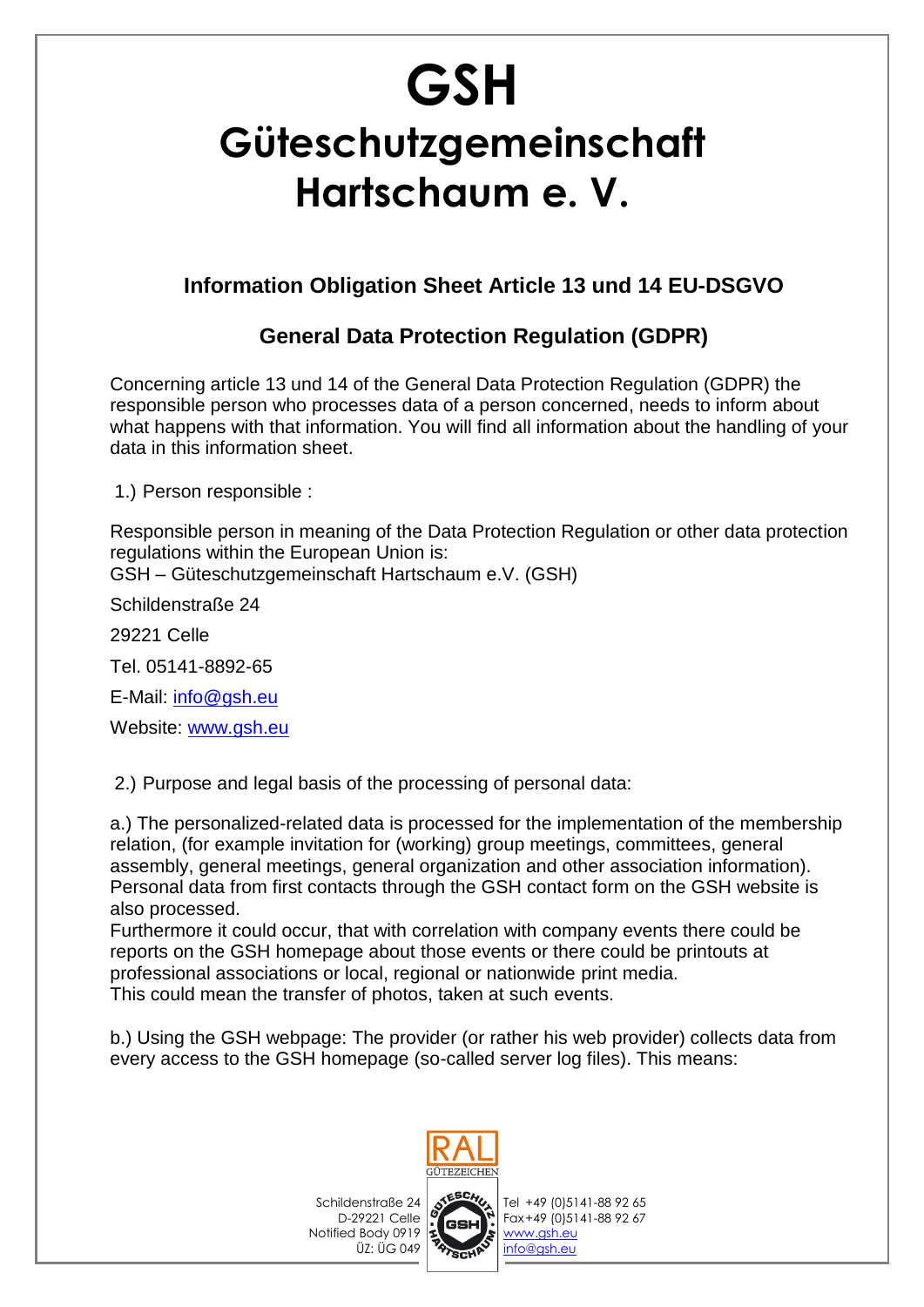# GSH

# Güteschutzgemeinschaft Hartschaum e. V.

## Information Obligation Sheet Article 13 und 14 EU-DSGVO

## General Data Protection Regulation (GDPR)

Concerning article 13 und 14 of the General Data Protection Regulation (GDPR) the responsible person who processes data of a person concerned, needs to inform about what happens with that information. You will find all information about the handling of your data in this information sheet.

1.) Person responsible :

Responsible person in meaning of the Data Protection Regulation or other data protection regulations within the European Union is:
GSH – Güteschutzgemeinschaft Hartschaum e.V. (GSH)

Schildenstraße 24

29221 Celle

Tel. 05141-8892-65

E-Mail: info@gsh.eu

Website: www.gsh.eu

2.) Purpose and legal basis of the processing of personal data:

a.) The personalized-related data is processed for the implementation of the membership relation, (for example invitation for (working) group meetings, committees, general assembly, general meetings, general organization and other association information). Personal data from first contacts through the GSH contact form on the GSH website is also processed.
Furthermore it could occur, that with correlation with company events there could be reports on the GSH homepage about those events or there could be printouts at professional associations or local, regional or nationwide print media.
This could mean the transfer of photos, taken at such events.

b.) Using the GSH webpage: The provider (or rather his web provider) collects data from every access to the GSH homepage (so-called server log files). This means:

Schildenstraße 24
D-29221 Celle
Notified Body 0919
ÜZ: ÜG 049

Tel +49 (0)5141-88 92 65
Fax+49 (0)5141-88 92 67
www.gsh.eu
info@gsh.eu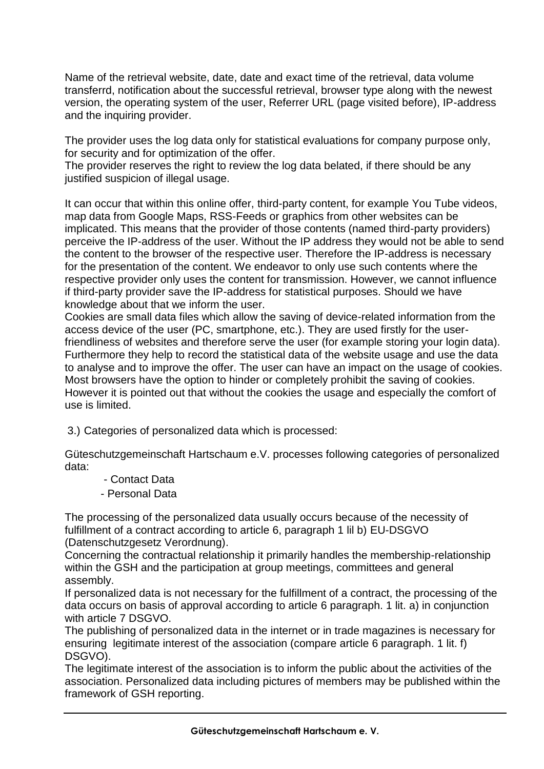Name of the retrieval website, date, date and exact time of the retrieval, data volume transferrd, notification about the successful retrieval, browser type along with the newest version, the operating system of the user, Referrer URL (page visited before), IP-address and the inquiring provider.

The provider uses the log data only for statistical evaluations for company purpose only, for security and for optimization of the offer.
The provider reserves the right to review the log data belated, if there should be any justified suspicion of illegal usage.

It can occur that within this online offer, third-party content, for example You Tube videos, map data from Google Maps, RSS-Feeds or graphics from other websites can be implicated. This means that the provider of those contents (named third-party providers) perceive the IP-address of the user. Without the IP address they would not be able to send the content to the browser of the respective user. Therefore the IP-address is necessary for the presentation of the content. We endeavor to only use such contents where the respective provider only uses the content for transmission. However, we cannot influence if third-party provider save the IP-address for statistical purposes. Should we have knowledge about that we inform the user.
Cookies are small data files which allow the saving of device-related information from the access device of the user (PC, smartphone, etc.). They are used firstly for the user-friendliness of websites and therefore serve the user (for example storing your login data). Furthermore they help to record the statistical data of the website usage and use the data to analyse and to improve the offer. The user can have an impact on the usage of cookies. Most browsers have the option to hinder or completely prohibit the saving of cookies. However it is pointed out that without the cookies the usage and especially the comfort of use is limited.

3.) Categories of personalized data which is processed:

Güteschutzgemeinschaft Hartschaum e.V. processes following categories of personalized data:

- Contact Data
- Personal Data

The processing of the personalized data usually occurs because of the necessity of fulfillment of a contract according to article 6, paragraph 1 lil b) EU-DSGVO (Datenschutzgesetz Verordnung).
Concerning the contractual relationship it primarily handles the membership-relationship within the GSH and the participation at group meetings, committees and general assembly.
If personalized data is not necessary for the fulfillment of a contract, the processing of the data occurs on basis of approval according to article 6 paragraph. 1 lit. a) in conjunction with article 7 DSGVO.
The publishing of personalized data in the internet or in trade magazines is necessary for ensuring legitimate interest of the association (compare article 6 paragraph. 1 lit. f) DSGVO).
The legitimate interest of the association is to inform the public about the activities of the association. Personalized data including pictures of members may be published within the framework of GSH reporting.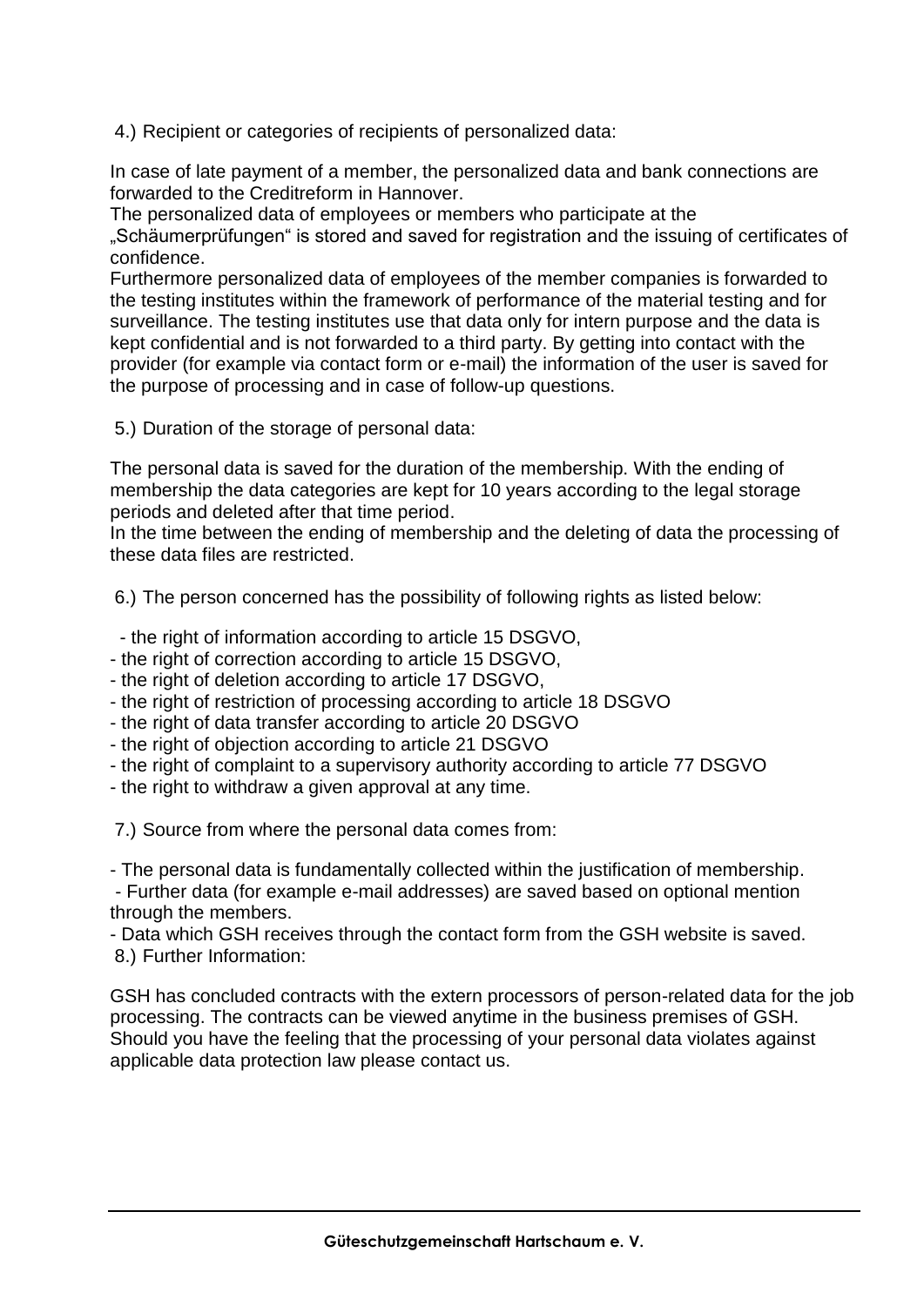4.) Recipient or categories of recipients of personalized data:

In case of late payment of a member, the personalized data and bank connections are forwarded to the Creditreform in Hannover.
The personalized data of employees or members who participate at the „Schäumerprüfungen" is stored and saved for registration and the issuing of certificates of confidence.
Furthermore personalized data of employees of the member companies is forwarded to the testing institutes within the framework of performance of the material testing and for surveillance. The testing institutes use that data only for intern purpose and the data is kept confidential and is not forwarded to a third party. By getting into contact with the provider (for example via contact form or e-mail) the information of the user is saved for the purpose of processing and in case of follow-up questions.

5.) Duration of the storage of personal data:

The personal data is saved for the duration of the membership. With the ending of membership the data categories are kept for 10 years according to the legal storage periods and deleted after that time period.
In the time between the ending of membership and the deleting of data the processing of these data files are restricted.

6.) The person concerned has the possibility of following rights as listed below:

- the right of information according to article 15 DSGVO,
- the right of correction according to article 15 DSGVO,
- the right of deletion according to article 17 DSGVO,
- the right of restriction of processing according to article 18 DSGVO
- the right of data transfer according to article 20 DSGVO
- the right of objection according to article 21 DSGVO
- the right of complaint to a supervisory authority according to article 77 DSGVO
- the right to withdraw a given approval at any time.

7.) Source from where the personal data comes from:

- The personal data is fundamentally collected within the justification of membership.
- Further data (for example e-mail addresses) are saved based on optional mention through the members.
- Data which GSH receives through the contact form from the GSH website is saved.

8.) Further Information:

GSH has concluded contracts with the extern processors of person-related data for the job processing. The contracts can be viewed anytime in the business premises of GSH. Should you have the feeling that the processing of your personal data violates against applicable data protection law please contact us.